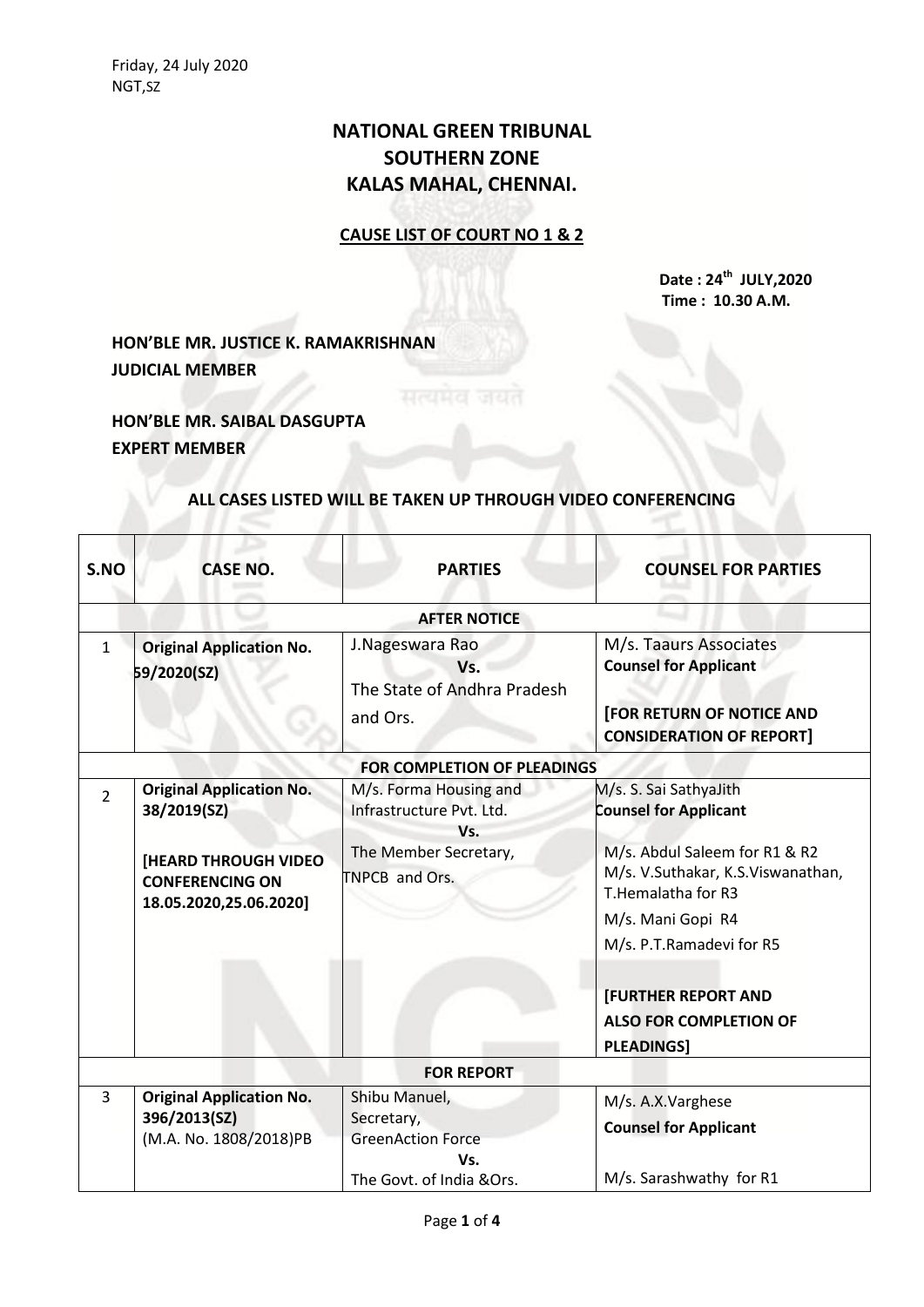Friday, 24 July 2020
NGT,SZ

# NATIONAL GREEN TRIBUNAL
# SOUTHERN ZONE
# KALAS MAHAL, CHENNAI.

**CAUSE LIST OF COURT NO 1 & 2**

**Date : 24th JULY,2020**
**Time : 10.30 A.M.**

**HON'BLE MR. JUSTICE K. RAMAKRISHNAN**
**JUDICIAL MEMBER**

**HON'BLE MR. SAIBAL DASGUPTA**
**EXPERT MEMBER**

**ALL CASES LISTED WILL BE TAKEN UP THROUGH VIDEO CONFERENCING**

| S.NO | CASE NO. | PARTIES | COUNSEL FOR PARTIES |
|---|---|---|---|
| | | **AFTER NOTICE** | |
| 1 | **Original Application No. 59/2020(SZ)** | J.Nageswara Rao<br>**Vs.**<br>The State of Andhra Pradesh and Ors. | M/s. Taaurs Associates<br>**Counsel for Applicant**<br><br>**[FOR RETURN OF NOTICE AND CONSIDERATION OF REPORT]** |
| | | **FOR COMPLETION OF PLEADINGS** | |
| 2 | **Original Application No. 38/2019(SZ)**<br><br>**[HEARD THROUGH VIDEO CONFERENCING ON 18.05.2020,25.06.2020]** | M/s. Forma Housing and Infrastructure Pvt. Ltd.<br>**Vs.**<br>The Member Secretary, TNPCB and Ors. | M/s. S. Sai SathyaJith<br>**Counsel for Applicant**<br><br>M/s. Abdul Saleem for R1 & R2<br>M/s. V.Suthakar, K.S.Viswanathan, T.Hemalatha for R3<br>M/s. Mani Gopi R4<br>M/s. P.T.Ramadevi for R5<br><br>**[FURTHER REPORT AND ALSO FOR COMPLETION OF PLEADINGS]** |
| | | **FOR REPORT** | |
| 3 | **Original Application No. 396/2013(SZ)**<br>(M.A. No. 1808/2018)PB | Shibu Manuel,<br>Secretary,<br>GreenAction Force<br>**Vs.**<br>The Govt. of India &Ors. | M/s. A.X.Varghese<br>**Counsel for Applicant**<br><br>M/s. Sarashwathy for R1 |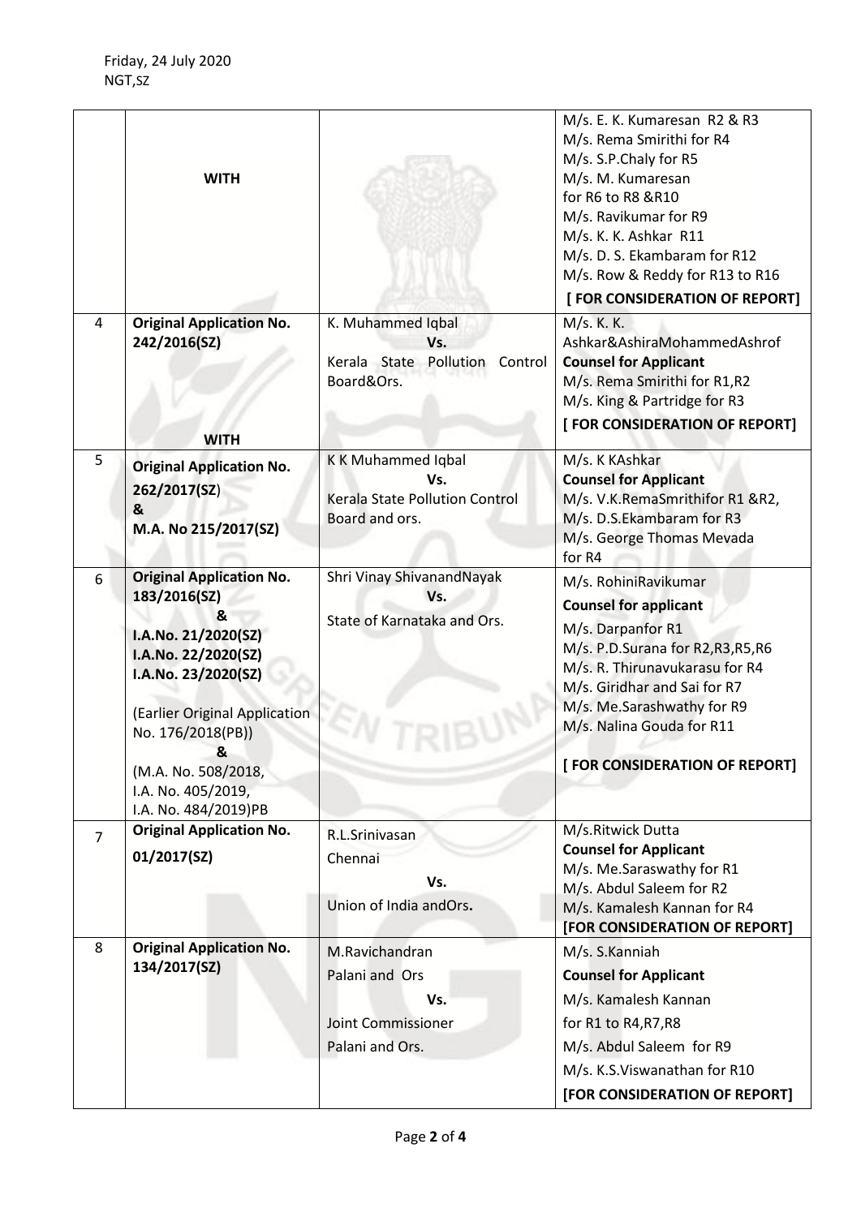Friday, 24 July 2020
NGT,SZ

| | | | |
|---|---|---|---|
| | **WITH** | | M/s. E. K. Kumaresan R2 & R3<br>M/s. Rema Smirithi for R4<br>M/s. S.P.Chaly for R5<br>M/s. M. Kumaresan for R6 to R8 &R10<br>M/s. Ravikumar for R9<br>M/s. K. K. Ashkar R11<br>M/s. D. S. Ekambaram for R12<br>M/s. Row & Reddy for R13 to R16<br>**[ FOR CONSIDERATION OF REPORT]** |
| 4 | **Original Application No. 242/2016(SZ)**<br><br>**WITH** | K. Muhammed Iqbal<br>**Vs.**<br>Kerala State Pollution Control Board&Ors. | M/s. K. K. Ashkar&AshiraMohammedAshrof<br>**Counsel for Applicant**<br>M/s. Rema Smirithi for R1,R2<br>M/s. King & Partridge for R3<br>**[ FOR CONSIDERATION OF REPORT]** |
| 5 | **Original Application No. 262/2017(SZ)**<br>**&**<br>**M.A. No 215/2017(SZ)** | K K Muhammed Iqbal<br>**Vs.**<br>Kerala State Pollution Control Board and ors. | M/s. K KAshkar<br>**Counsel for Applicant**<br>M/s. V.K.RemaSmrithifor R1 &R2,<br>M/s. D.S.Ekambaram for R3<br>M/s. George Thomas Mevada for R4 |
| 6 | **Original Application No. 183/2016(SZ)**<br>**&**<br>**I.A.No. 21/2020(SZ)**<br>**I.A.No. 22/2020(SZ)**<br>**I.A.No. 23/2020(SZ)**<br><br>(Earlier Original Application No. 176/2018(PB))<br>**&**<br>(M.A. No. 508/2018, I.A. No. 405/2019, I.A. No. 484/2019)PB | Shri Vinay ShivanandNayak<br>**Vs.**<br>State of Karnataka and Ors. | M/s. RohiniRavikumar<br>**Counsel for applicant**<br>M/s. Darpanfor R1<br>M/s. P.D.Surana for R2,R3,R5,R6<br>M/s. R. Thirunavukarasu for R4<br>M/s. Giridhar and Sai for R7<br>M/s. Me.Sarashwathy for R9<br>M/s. Nalina Gouda for R11<br><br>**[ FOR CONSIDERATION OF REPORT]** |
| 7 | **Original Application No. 01/2017(SZ)** | R.L.Srinivasan<br>Chennai<br>**Vs.**<br>Union of India andOrs**.** | M/s.Ritwick Dutta<br>**Counsel for Applicant**<br>M/s. Me.Saraswathy for R1<br>M/s. Abdul Saleem for R2<br>M/s. Kamalesh Kannan for R4<br>**[FOR CONSIDERATION OF REPORT]** |
| 8 | **Original Application No. 134/2017(SZ)** | M.Ravichandran<br>Palani and Ors<br>**Vs.**<br>Joint Commissioner<br>Palani and Ors. | M/s. S.Kanniah<br>**Counsel for Applicant**<br>M/s. Kamalesh Kannan for R1 to R4,R7,R8<br>M/s. Abdul Saleem for R9<br>M/s. K.S.Viswanathan for R10<br>**[FOR CONSIDERATION OF REPORT]** |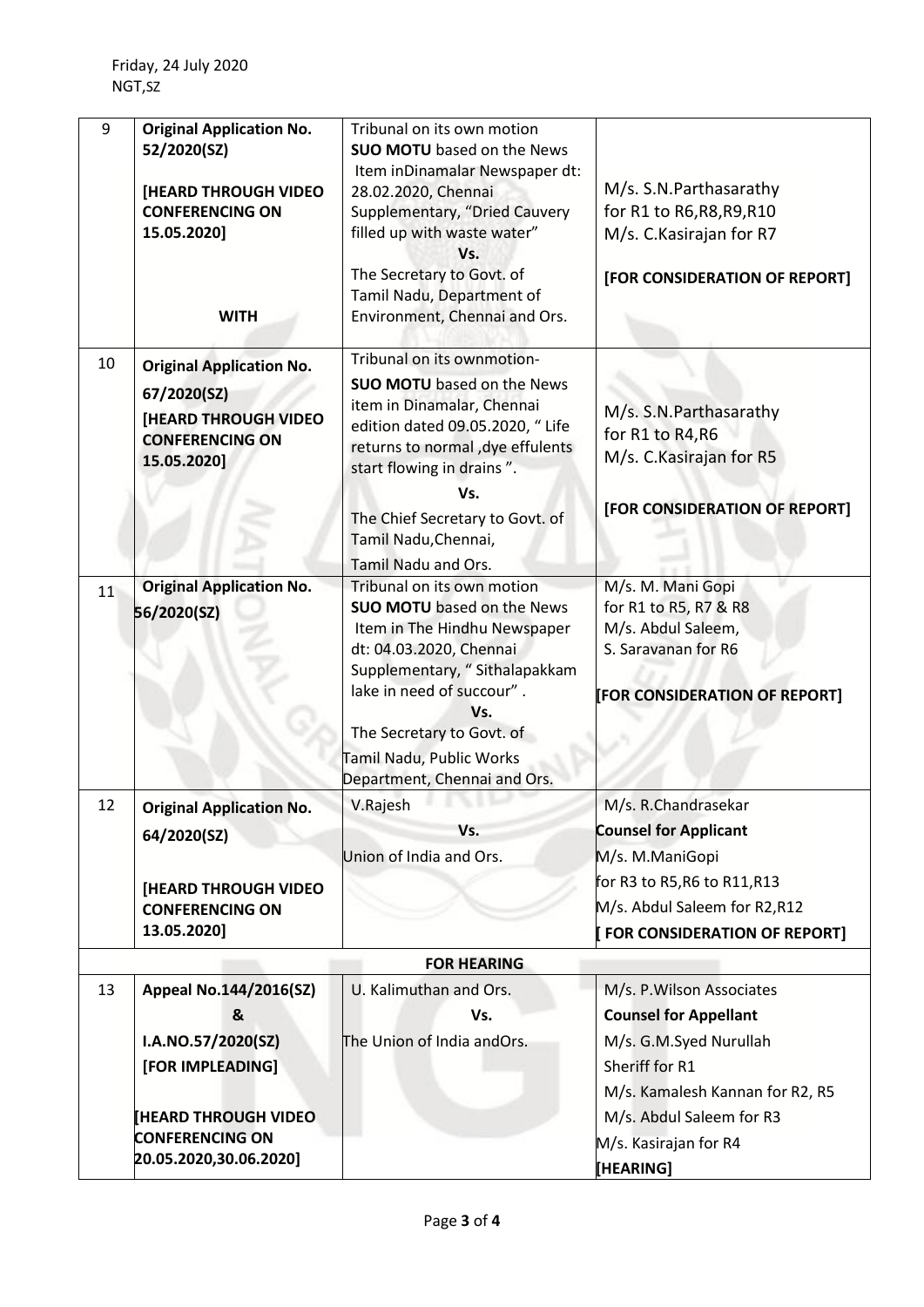Friday, 24 July 2020
NGT,SZ

| | | | |
|---|---|---|---|
| 9 | **Original Application No. 52/2020(SZ)**<br><br>**[HEARD THROUGH VIDEO CONFERENCING ON 15.05.2020]**<br><br>**WITH** | Tribunal on its own motion **SUO MOTU** based on the News Item inDinamalar Newspaper dt: 28.02.2020, Chennai Supplementary, "Dried Cauvery filled up with waste water"<br>Vs.<br>The Secretary to Govt. of Tamil Nadu, Department of Environment, Chennai and Ors. | M/s. S.N.Parthasarathy for R1 to R6,R8,R9,R10<br>M/s. C.Kasirajan for R7<br><br>**[FOR CONSIDERATION OF REPORT]** |
| 10 | **Original Application No. 67/2020(SZ)**<br>**[HEARD THROUGH VIDEO CONFERENCING ON 15.05.2020]** | Tribunal on its ownmotion-<br>**SUO MOTU** based on the News item in Dinamalar, Chennai edition dated 09.05.2020, " Life returns to normal ,dye effulents start flowing in drains ".<br>Vs.<br>The Chief Secretary to Govt. of Tamil Nadu,Chennai,<br>Tamil Nadu and Ors. | M/s. S.N.Parthasarathy for R1 to R4,R6<br>M/s. C.Kasirajan for R5<br><br>**[FOR CONSIDERATION OF REPORT]** |
| 11 | **Original Application No. 56/2020(SZ)** | Tribunal on its own motion **SUO MOTU** based on the News Item in The Hindhu Newspaper dt: 04.03.2020, Chennai Supplementary, " Sithalapakkam lake in need of succour" .<br>Vs.<br>The Secretary to Govt. of Tamil Nadu, Public Works Department, Chennai and Ors. | M/s. M. Mani Gopi for R1 to R5, R7 & R8<br>M/s. Abdul Saleem, S. Saravanan for R6<br><br>**[FOR CONSIDERATION OF REPORT]** |
| 12 | **Original Application No. 64/2020(SZ)**<br><br>**[HEARD THROUGH VIDEO CONFERENCING ON 13.05.2020]** | V.Rajesh<br>**Vs.**<br>Union of India and Ors. | M/s. R.Chandrasekar<br>**Counsel for Applicant**<br>M/s. M.ManiGopi for R3 to R5,R6 to R11,R13<br>M/s. Abdul Saleem for R2,R12<br>**[ FOR CONSIDERATION OF REPORT]** |
| | | **FOR HEARING** | |
| 13 | **Appeal No.144/2016(SZ)**<br>**&**<br>**I.A.NO.57/2020(SZ)**<br>**[FOR IMPLEADING]**<br><br>**[HEARD THROUGH VIDEO CONFERENCING ON 20.05.2020,30.06.2020]** | U. Kalimuthan and Ors.<br>**Vs.**<br>The Union of India andOrs. | M/s. P.Wilson Associates<br>**Counsel for Appellant**<br>M/s. G.M.Syed Nurullah Sheriff for R1<br>M/s. Kamalesh Kannan for R2, R5<br>M/s. Abdul Saleem for R3<br>M/s. Kasirajan for R4<br>**[HEARING]** |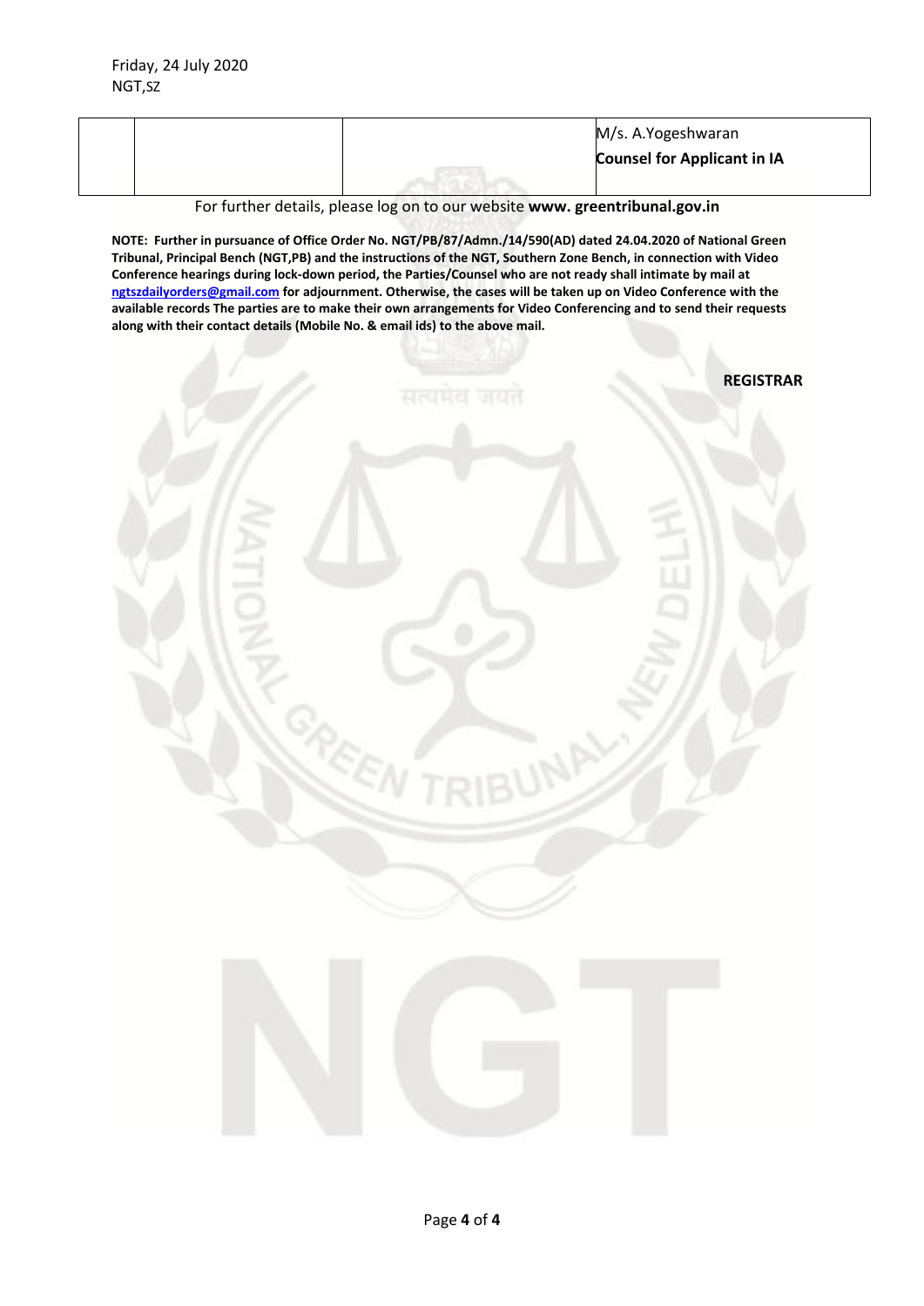Friday, 24 July 2020
NGT,SZ

| | | | |
|---|---|---|---|
| | | | M/s. A.Yogeshwaran<br>**Counsel for Applicant in IA** |

For further details, please log on to our website **www. greentribunal.gov.in**

**NOTE: Further in pursuance of Office Order No. NGT/PB/87/Admn./14/590(AD) dated 24.04.2020 of National Green Tribunal, Principal Bench (NGT,PB) and the instructions of the NGT, Southern Zone Bench, in connection with Video Conference hearings during lock-down period, the Parties/Counsel who are not ready shall intimate by mail at ngtszdailyorders@gmail.com for adjournment. Otherwise, the cases will be taken up on Video Conference with the available records The parties are to make their own arrangements for Video Conferencing and to send their requests along with their contact details (Mobile No. & email ids) to the above mail.**

**REGISTRAR**